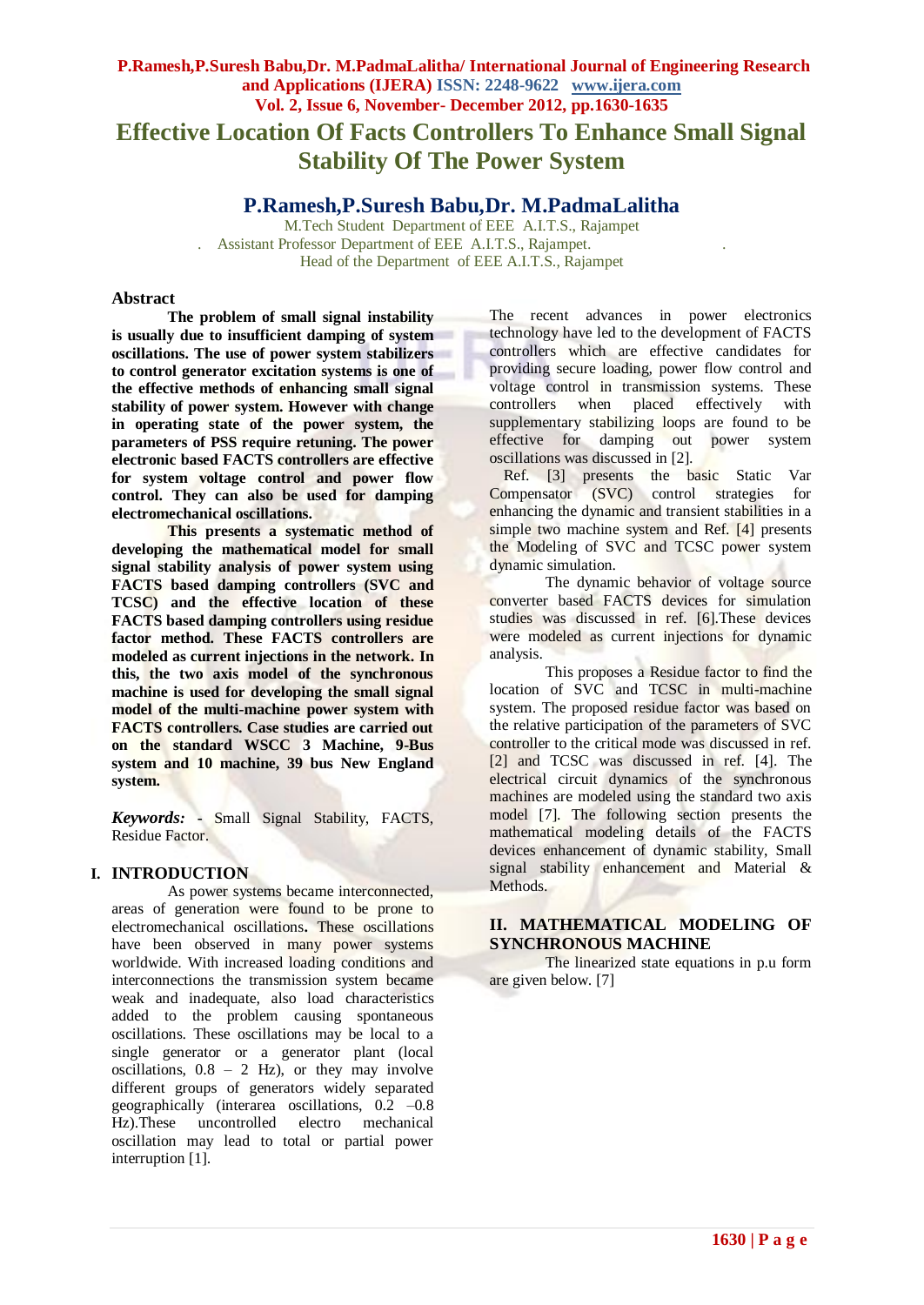# Effective Location Of Facts Controllers To Enhance Small Signal Stability Of The Power System

## P.Ramesh,P.Suresh Babu,Dr. M.PadmaLalitha

M.Tech Student Department of EEE A.I.T.S., Rajampet

Assistant Professor Department of EEE A.I.T.S., Rajampet.

Head of the Department of EEE A.I.T.S., Rajampet

### Abstract

**The problem of small signal instability is usually due to insufficient damping of system oscillations. The use of power system stabilizers to control generator excitation systems is one of the effective methods of enhancing small signal stability of power system. However with change in operating state of the power system, the parameters of PSS require retuning. The power electronic based FACTS controllers are effective for system voltage control and power flow control. They can also be used for damping electromechanical oscillations.**

**This presents a systematic method of developing the mathematical model for small signal stability analysis of power system using FACTS based damping controllers (SVC and TCSC) and the effective location of these FACTS based damping controllers using residue factor method. These FACTS controllers are modeled as current injections in the network. In this, the two axis model of the synchronous machine is used for developing the small signal model of the multi-machine power system with FACTS controllers. Case studies are carried out on the standard WSCC 3 Machine, 9-Bus system and 10 machine, 39 bus New England system.**

***Keywords:*** **-** Small Signal Stability, FACTS, Residue Factor.

## I. INTRODUCTION

As power systems became interconnected, areas of generation were found to be prone to electromechanical oscillations**.** These oscillations have been observed in many power systems worldwide. With increased loading conditions and interconnections the transmission system became weak and inadequate, also load characteristics added to the problem causing spontaneous oscillations. These oscillations may be local to a single generator or a generator plant (local oscillations, 0.8 – 2 Hz), or they may involve different groups of generators widely separated geographically (interarea oscillations, 0.2 –0.8 Hz).These uncontrolled electro mechanical oscillation may lead to total or partial power interruption [1].

The recent advances in power electronics technology have led to the development of FACTS controllers which are effective candidates for providing secure loading, power flow control and voltage control in transmission systems. These controllers when placed effectively with supplementary stabilizing loops are found to be effective for damping out power system oscillations was discussed in [2].

Ref. [3] presents the basic Static Var Compensator (SVC) control strategies for enhancing the dynamic and transient stabilities in a simple two machine system and Ref. [4] presents the Modeling of SVC and TCSC power system dynamic simulation.

The dynamic behavior of voltage source converter based FACTS devices for simulation studies was discussed in ref. [6].These devices were modeled as current injections for dynamic analysis.

This proposes a Residue factor to find the location of SVC and TCSC in multi-machine system. The proposed residue factor was based on the relative participation of the parameters of SVC controller to the critical mode was discussed in ref. [2] and TCSC was discussed in ref. [4]. The electrical circuit dynamics of the synchronous machines are modeled using the standard two axis model [7]. The following section presents the mathematical modeling details of the FACTS devices enhancement of dynamic stability, Small signal stability enhancement and Material & Methods.

## II. MATHEMATICAL MODELING OF SYNCHRONOUS MACHINE

The linearized state equations in p.u form are given below. [7]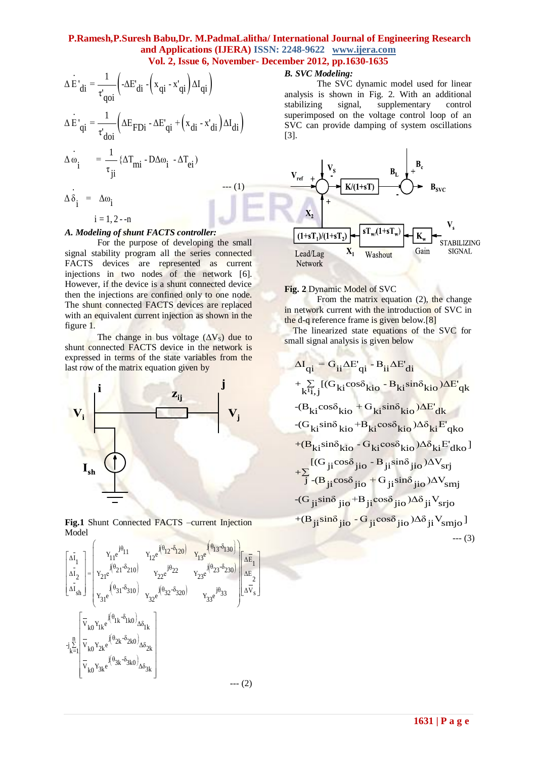$$\Delta \dot{E}'_{di} = \frac{1}{\tau'_{qoi}}\left(-\Delta E'_{di} - \left(x_{qi} - x'_{qi}\right)\Delta I_{qi}\right)$$

$$\Delta \dot{E}'_{qi} = \frac{1}{\tau'_{doi}}\left(\Delta E_{FDi} - \Delta E'_{qi} + \left(x_{di} - x'_{di}\right)\Delta I_{di}\right)$$

$$\Delta \dot{\omega}_i = \frac{1}{\tau_{ji}}\{\Delta T_{mi} - D\Delta\omega_i - \Delta T_{ei}\} \quad \text{--- (1)}$$

$$\Delta \dot{\delta}_i = \Delta\omega_i$$

$$i = 1, 2 \text{ - -} n$$

### *A. Modeling of shunt FACTS controller:*

For the purpose of developing the small signal stability program all the series connected FACTS devices are represented as current injections in two nodes of the network [6]. However, if the device is a shunt connected device then the injections are confined only to one node. The shunt connected FACTS devices are replaced with an equivalent current injection as shown in the figure 1.

The change in bus voltage ($\Delta V_S$) due to shunt connected FACTS device in the network is expressed in terms of the state variables from the last row of the matrix equation given by

**Fig.1** Shunt Connected FACTS –current Injection Model

$$\begin{bmatrix} \Delta\bar{I}_1 \\ \Delta\bar{I}_2 \\ \Delta\bar{I}_{sh} \end{bmatrix} = \begin{pmatrix} Y_{11}e^{j\theta_{11}} & Y_{12}e^{j(\theta_{12}-\delta_{120})} & Y_{13}e^{j(\theta_{13}-\delta_{130})} \\ Y_{21}e^{j(\theta_{21}-\delta_{210})} & Y_{22}e^{j\theta_{22}} & Y_{23}e^{j(\theta_{23}-\delta_{230})} \\ Y_{31}e^{j(\theta_{31}-\delta_{310})} & Y_{32}e^{j(\theta_{32}-\delta_{320})} & Y_{33}e^{j\theta_{33}} \end{pmatrix} \begin{bmatrix} \Delta\bar{E}_1 \\ \Delta\bar{E}_2 \\ \Delta\bar{V}_s \end{bmatrix}$$

$$-j\sum_{k=1}^{n} \begin{bmatrix} \bar{V}_{k0}Y_{1k}e^{j(\theta_{1k}-\delta_{1k0})}\Delta\delta_{1k} \\ \bar{V}_{k0}Y_{2k}e^{j(\theta_{2k}-\delta_{2k0})}\Delta\delta_{2k} \\ \bar{V}_{k0}Y_{3k}e^{j(\theta_{3k}-\delta_{3k0})}\Delta\delta_{3k} \end{bmatrix} \quad \text{--- (2)}$$

### *B. SVC Modeling:*

The SVC dynamic model used for linear analysis is shown in Fig. 2. With an additional stabilizing signal, supplementary control superimposed on the voltage control loop of an SVC can provide damping of system oscillations [3].

**Fig. 2** Dynamic Model of SVC

From the matrix equation (2), the change in network current with the introduction of SVC in the d-q reference frame is given below.[8]

The linearized state equations of the SVC for small signal analysis is given below

$$\begin{aligned}
\Delta I_{qi} &= G_{ii}\Delta E'_{qi} - B_{ii}\Delta E'_{di} \\
&+ \sum_{k \neq i,j}[(G_{ki}\cos\delta_{kio} - B_{ki}\sin\delta_{kio})\Delta E'_{qk} \\
&-(B_{ki}\cos\delta_{kio} + G_{ki}\sin\delta_{kio})\Delta E'_{dk} \\
&-(G_{ki}\sin\delta_{kio} + B_{ki}\cos\delta_{kio})\Delta\delta_{ki}E'_{qko} \\
&+(B_{ki}\sin\delta_{kio} - G_{ki}\cos\delta_{kio})\Delta\delta_{ki}E'_{dko}] \\
&+\sum_{j}[(G_{ji}\cos\delta_{jio} - B_{ji}\sin\delta_{jio})\Delta V_{srj} \\
&\quad -(B_{ji}\cos\delta_{jio} + G_{ji}\sin\delta_{jio})\Delta V_{smj} \\
&-(G_{ji}\sin\delta_{jio} + B_{ji}\cos\delta_{jio})\Delta\delta_{ji}V_{srjo} \\
&+(B_{ji}\sin\delta_{jio} - G_{ji}\cos\delta_{jio})\Delta\delta_{ji}V_{smjo}]
\end{aligned} \quad \text{--- (3)}$$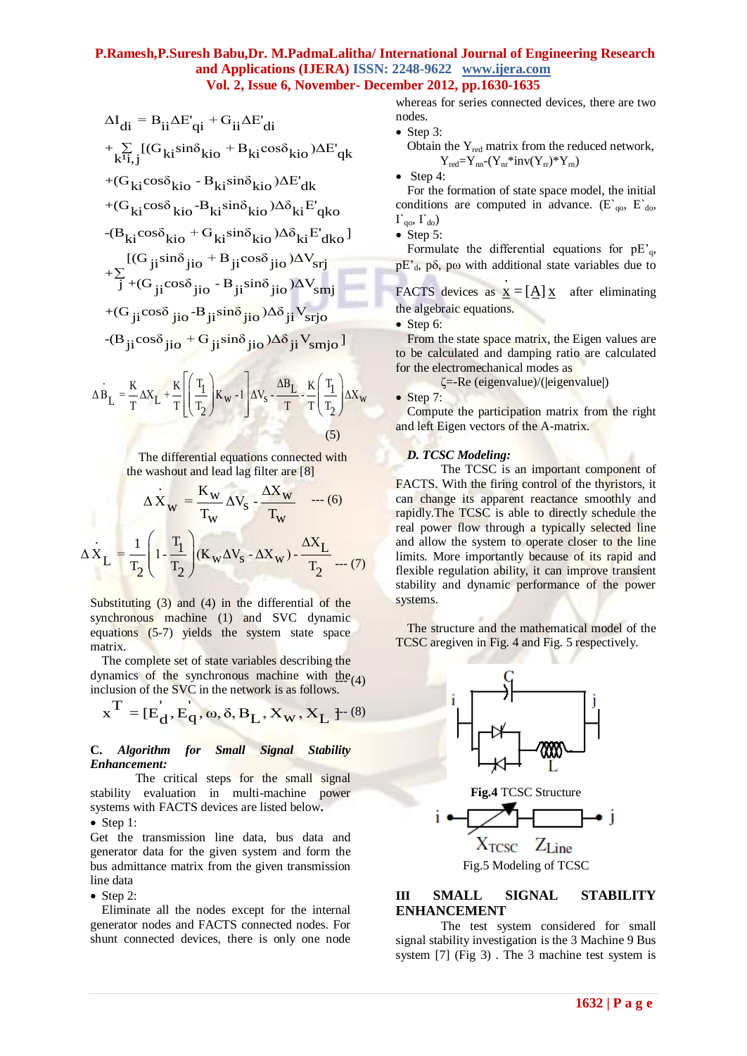$$\Delta I_{di} = B_{ii}\Delta E'_{qi} + G_{ii}\Delta E'_{di}$$

$$+\sum_{k \neq i,j}[(G_{ki}\sin\delta_{kio} + B_{ki}\cos\delta_{kio})\Delta E'_{qk}$$

$$+(G_{ki}\cos\delta_{kio} - B_{ki}\sin\delta_{kio})\Delta E'_{dk}$$

$$+(G_{ki}\cos\delta_{kio} - B_{ki}\sin\delta_{kio})\Delta\delta_{ki}E'_{qko}$$

$$-(B_{ki}\cos\delta_{kio} + G_{ki}\sin\delta_{kio})\Delta\delta_{ki}E'_{dko}]$$

$$+\sum_{j}\begin{matrix}[(G_{ji}\sin\delta_{jio} + B_{ji}\cos\delta_{jio})\Delta V_{srj} \\ +(G_{ji}\cos\delta_{jio} - B_{ji}\sin\delta_{jio})\Delta V_{smj}\end{matrix}$$

$$+(G_{ji}\cos\delta_{jio} - B_{ji}\sin\delta_{jio})\Delta\delta_{ji}V_{srjo}$$

$$-(B_{ji}\cos\delta_{jio} + G_{ji}\sin\delta_{jio})\Delta\delta_{ji}V_{smjo}]$$

$$\Delta \dot{B}_L = \frac{K}{T}\Delta X_L + \frac{K}{T}\left[\left(\frac{T_1}{T_2}\right)K_W - 1\right]\Delta V_S - \frac{\Delta B_L}{T} - \frac{K}{T}\left(\frac{T_1}{T_2}\right)\Delta X_W \quad (5)$$

The differential equations connected with the washout and lead lag filter are [8]

$$\Delta \dot{X}_W = \frac{K_W}{T_W}\Delta V_S - \frac{\Delta X_W}{T_W} \quad \text{--- (6)}$$

$$\Delta \dot{X}_L = \frac{1}{T_2}\left(1 - \frac{T_1}{T_2}\right)(K_W\Delta V_S - \Delta X_W) - \frac{\Delta X_L}{T_2} \quad \text{--- (7)}$$

Substituting (3) and (4) in the differential of the synchronous machine (1) and SVC dynamic equations (5-7) yields the system state space matrix.

The complete set of state variables describing the dynamics of the synchronous machine with the (4) inclusion of the SVC in the network is as follows.

$$x^T = [E'_d, E'_q, \omega, \delta, B_L, X_W, X_L] \text{ --- (8)}$$

### C. *Algorithm for Small Signal Stability Enhancement:*

The critical steps for the small signal stability evaluation in multi-machine power systems with FACTS devices are listed below**.**

- Step 1:

Get the transmission line data, bus data and generator data for the given system and form the bus admittance matrix from the given transmission line data

- Step 2:

Eliminate all the nodes except for the internal generator nodes and FACTS connected nodes. For shunt connected devices, there is only one node whereas for series connected devices, there are two nodes.

- Step 3:

Obtain the $Y_{red}$ matrix from the reduced network,

$Y_{red}=Y_{nn}-(Y_{nr}*inv(Y_{rr})*Y_{rn})$

- Step 4:

For the formation of state space model, the initial conditions are computed in advance. ($E`_{qo}$, $E`_{do}$, $I`_{qo}$, $I`_{do}$)

- Step 5:

Formulate the differential equations for $pE'_q$, $pE'_d$, $p\delta$, $p\omega$ with additional state variables due to FACTS devices as $\dot{\underline{x}} = [\underline{A}]\,\underline{x}$ after eliminating the algebraic equations.

- Step 6:

From the state space matrix, the Eigen values are to be calculated and damping ratio are calculated for the electromechanical modes as

ζ=-Re (eigenvalue)/(|eigenvalue|)

- Step 7:

Compute the participation matrix from the right and left Eigen vectors of the A-matrix.

### *D. TCSC Modeling:*

The TCSC is an important component of FACTS. With the firing control of the thyristors, it can change its apparent reactance smoothly and rapidly.The TCSC is able to directly schedule the real power flow through a typically selected line and allow the system to operate closer to the line limits. More importantly because of its rapid and flexible regulation ability, it can improve transient stability and dynamic performance of the power systems.

The structure and the mathematical model of the TCSC aregiven in Fig. 4 and Fig. 5 respectively.

**Fig.4** TCSC Structure

Fig.5 Modeling of TCSC

## III SMALL SIGNAL STABILITY ENHANCEMENT

The test system considered for small signal stability investigation is the 3 Machine 9 Bus system [7] (Fig 3) . The 3 machine test system is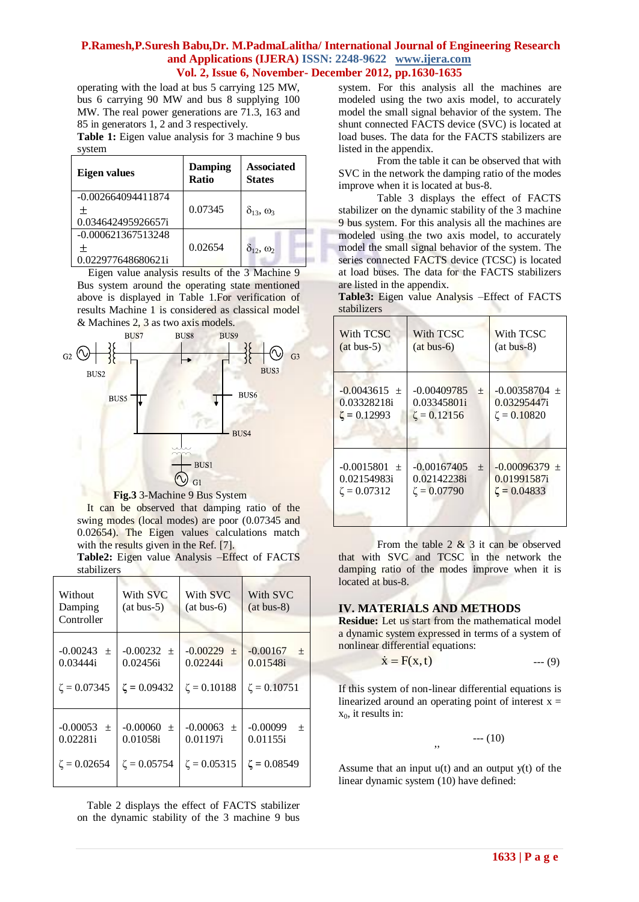operating with the load at bus 5 carrying 125 MW, bus 6 carrying 90 MW and bus 8 supplying 100 MW. The real power generations are 71.3, 163 and 85 in generators 1, 2 and 3 respectively.

**Table 1:** Eigen value analysis for 3 machine 9 bus system

| Eigen values | Damping Ratio | Associated States |
|---|---|---|
| -0.002664094411874 ± 0.034642495926657i | 0.07345 | $\delta_{13}$, $\omega_3$ |
| -0.000621367513248 ± 0.022977648680621i | 0.02654 | $\delta_{12}$, $\omega_2$ |

Eigen value analysis results of the 3 Machine 9 Bus system around the operating state mentioned above is displayed in Table 1.For verification of results Machine 1 is considered as classical model & Machines 2, 3 as two axis models.

**Fig.3** 3-Machine 9 Bus System

It can be observed that damping ratio of the swing modes (local modes) are poor (0.07345 and 0.02654). The Eigen values calculations match with the results given in the Ref. [7].

**Table2:** Eigen value Analysis –Effect of FACTS stabilizers

| Without Damping Controller | With SVC (at bus-5) | With SVC (at bus-6) | With SVC (at bus-8) |
|---|---|---|---|
| -0.00243 ± 0.03444i<br>$\zeta$ = 0.07345 | -0.00232 ± 0.02456i<br>$\zeta$ = 0.09432 | -0.00229 ± 0.02244i<br>$\zeta$ = 0.10188 | -0.00167 ± 0.01548i<br>$\zeta$ = 0.10751 |
| -0.00053 ± 0.02281i<br>$\zeta$ = 0.02654 | -0.00060 ± 0.01058i<br>$\zeta$ = 0.05754 | -0.00063 ± 0.01197i<br>$\zeta$ = 0.05315 | -0.00099 ± 0.01155i<br>$\zeta$ = 0.08549 |

Table 2 displays the effect of FACTS stabilizer on the dynamic stability of the 3 machine 9 bus system. For this analysis all the machines are modeled using the two axis model, to accurately model the small signal behavior of the system. The shunt connected FACTS device (SVC) is located at load buses. The data for the FACTS stabilizers are listed in the appendix.

From the table it can be observed that with SVC in the network the damping ratio of the modes improve when it is located at bus-8.

Table 3 displays the effect of FACTS stabilizer on the dynamic stability of the 3 machine 9 bus system. For this analysis all the machines are modeled using the two axis model, to accurately model the small signal behavior of the system. The series connected FACTS device (TCSC) is located at load buses. The data for the FACTS stabilizers are listed in the appendix.

**Table3:** Eigen value Analysis –Effect of FACTS stabilizers

| With TCSC (at bus-5) | With TCSC (at bus-6) | With TCSC (at bus-8) |
|---|---|---|
| -0.0043615 ± 0.03328218i<br>$\zeta$ = 0.12993 | -0.00409785 ± 0.03345801i<br>$\zeta$ = 0.12156 | -0.00358704 ± 0.03295447i<br>$\zeta$ = 0.10820 |
| -0.0015801 ± 0.02154983i<br>$\zeta$ = 0.07312 | -0.00167405 ± 0.02142238i<br>$\zeta$ = 0.07790 | -0.00096379 ± 0.01991587i<br>$\zeta$ = 0.04833 |

From the table 2 & 3 it can be observed that with SVC and TCSC in the network the damping ratio of the modes improve when it is located at bus-8.

## IV. MATERIALS AND METHODS

**Residue:** Let us start from the mathematical model a dynamic system expressed in terms of a system of nonlinear differential equations:

$$\dot{x} = F(x,t) \quad \text{--- (9)}$$

If this system of non-linear differential equations is linearized around an operating point of interest x = $x_0$, it results in:

--- (10)

Assume that an input u(t) and an output y(t) of the linear dynamic system (10) have defined: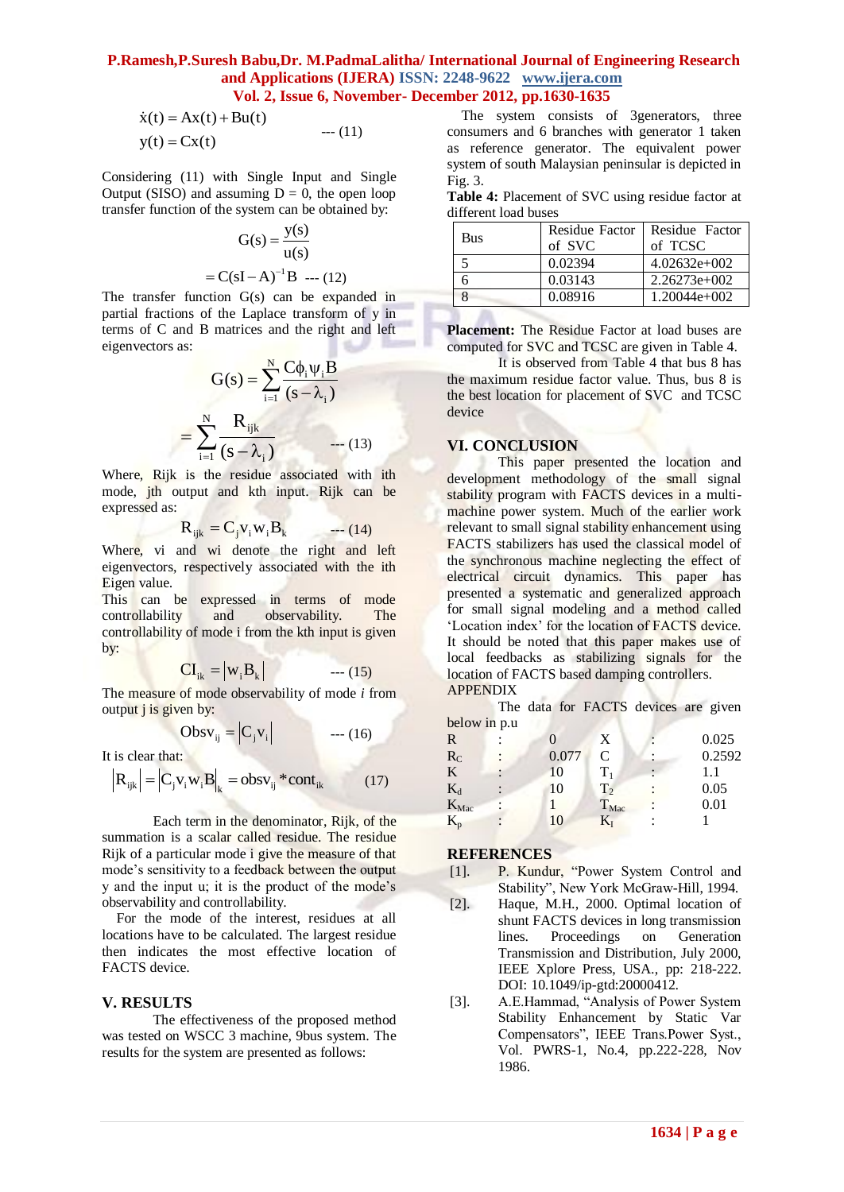$$\dot{x}(t) = Ax(t) + Bu(t)$$
$$y(t) = Cx(t) \quad \text{--- (11)}$$

Considering (11) with Single Input and Single Output (SISO) and assuming D = 0, the open loop transfer function of the system can be obtained by:

$$G(s) = \frac{y(s)}{u(s)}$$
$$= C(sI - A)^{-1}B \quad \text{--- (12)}$$

The transfer function G(s) can be expanded in partial fractions of the Laplace transform of y in terms of C and B matrices and the right and left eigenvectors as:

$$G(s) = \sum_{i=1}^{N} \frac{C\phi_i \psi_i B}{(s - \lambda_i)}$$
$$= \sum_{i=1}^{N} \frac{R_{ijk}}{(s - \lambda_i)} \quad \text{--- (13)}$$

Where, Rijk is the residue associated with ith mode, jth output and kth input. Rijk can be expressed as:

$$R_{ijk} = C_j v_i w_i B_k \quad \text{--- (14)}$$

Where, vi and wi denote the right and left eigenvectors, respectively associated with the ith Eigen value.

This can be expressed in terms of mode controllability and observability. The controllability of mode i from the kth input is given by:

$$CI_{ik} = |w_i B_k| \quad \text{--- (15)}$$

The measure of mode observability of mode *i* from output j is given by:

$$Obsv_{ij} = |C_j v_i| \quad \text{--- (16)}$$

It is clear that:

$$|R_{ijk}| = |C_j v_i w_i B|_k = obsv_{ij} * cont_{ik} \quad (17)$$

Each term in the denominator, Rijk, of the summation is a scalar called residue. The residue Rijk of a particular mode i give the measure of that mode's sensitivity to a feedback between the output y and the input u; it is the product of the mode's observability and controllability.

For the mode of the interest, residues at all locations have to be calculated. The largest residue then indicates the most effective location of FACTS device.

## V. RESULTS

The effectiveness of the proposed method was tested on WSCC 3 machine, 9bus system. The results for the system are presented as follows:

The system consists of 3generators, three consumers and 6 branches with generator 1 taken as reference generator. The equivalent power system of south Malaysian peninsular is depicted in Fig. 3.

**Table 4:** Placement of SVC using residue factor at different load buses

| Bus | Residue Factor of SVC | Residue Factor of TCSC |
|---|---|---|
| 5 | 0.02394 | 4.02632e+002 |
| 6 | 0.03143 | 2.26273e+002 |
| 8 | 0.08916 | 1.20044e+002 |

**Placement:** The Residue Factor at load buses are computed for SVC and TCSC are given in Table 4.

It is observed from Table 4 that bus 8 has the maximum residue factor value. Thus, bus 8 is the best location for placement of SVC and TCSC device

## VI. CONCLUSION

This paper presented the location and development methodology of the small signal stability program with FACTS devices in a multi-machine power system. Much of the earlier work relevant to small signal stability enhancement using FACTS stabilizers has used the classical model of the synchronous machine neglecting the effect of electrical circuit dynamics. This paper has presented a systematic and generalized approach for small signal modeling and a method called 'Location index' for the location of FACTS device. It should be noted that this paper makes use of local feedbacks as stabilizing signals for the location of FACTS based damping controllers.

APPENDIX

The data for FACTS devices are given below in p.u

| | | | | | |
|---|---|---|---|---|---|
| R | : | 0 | X | : | 0.025 |
| $R_C$ | : | 0.077 | C | : | 0.2592 |
| K | : | 10 | $T_1$ | : | 1.1 |
| $K_d$ | : | 10 | $T_2$ | : | 0.05 |
| $K_{Mac}$ | : | 1 | $T_{Mac}$ | : | 0.01 |
| $K_p$ | : | 10 | $K_I$ | : | 1 |

## REFERENCES

[1]. P. Kundur, "Power System Control and Stability", New York McGraw-Hill, 1994.

[2]. Haque, M.H., 2000. Optimal location of shunt FACTS devices in long transmission lines. Proceedings on Generation Transmission and Distribution, July 2000, IEEE Xplore Press, USA., pp: 218-222. DOI: 10.1049/ip-gtd:20000412.

[3]. A.E.Hammad, "Analysis of Power System Stability Enhancement by Static Var Compensators", IEEE Trans.Power Syst., Vol. PWRS-1, No.4, pp.222-228, Nov 1986.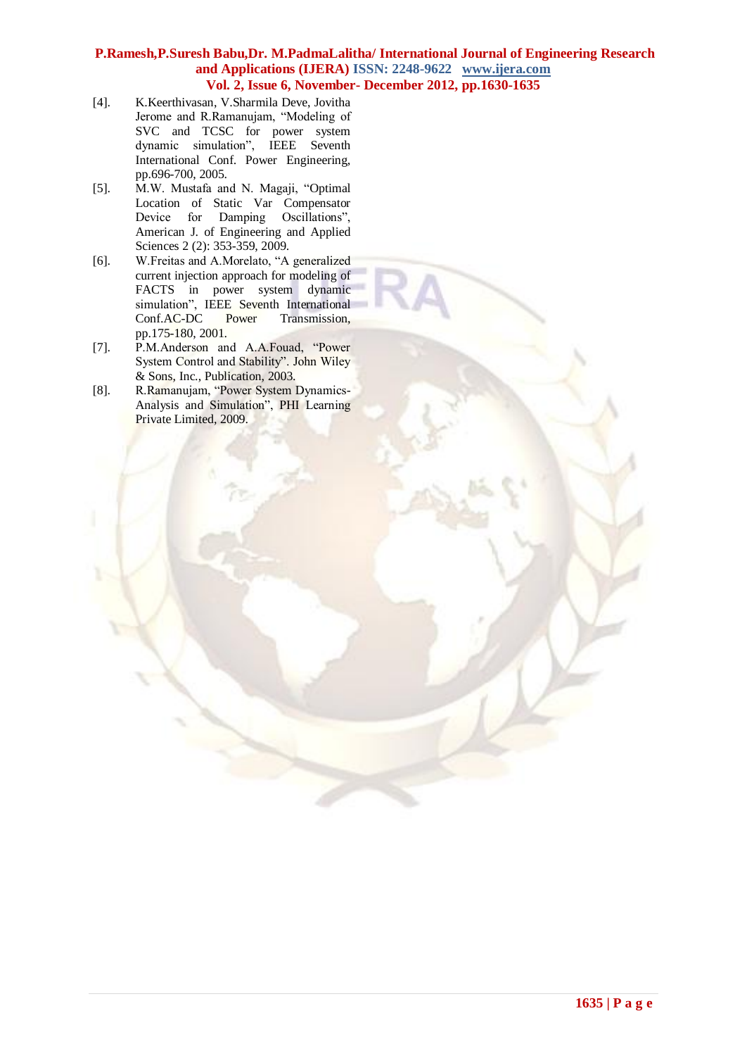[4]. K.Keerthivasan, V.Sharmila Deve, Jovitha Jerome and R.Ramanujam, "Modeling of SVC and TCSC for power system dynamic simulation", IEEE Seventh International Conf. Power Engineering, pp.696-700, 2005.

[5]. M.W. Mustafa and N. Magaji, "Optimal Location of Static Var Compensator Device for Damping Oscillations", American J. of Engineering and Applied Sciences 2 (2): 353-359, 2009.

[6]. W.Freitas and A.Morelato, "A generalized current injection approach for modeling of FACTS in power system dynamic simulation", IEEE Seventh International Conf.AC-DC Power Transmission, pp.175-180, 2001.

[7]. P.M.Anderson and A.A.Fouad, "Power System Control and Stability". John Wiley & Sons, Inc., Publication, 2003.

[8]. R.Ramanujam, "Power System Dynamics-Analysis and Simulation", PHI Learning Private Limited, 2009.